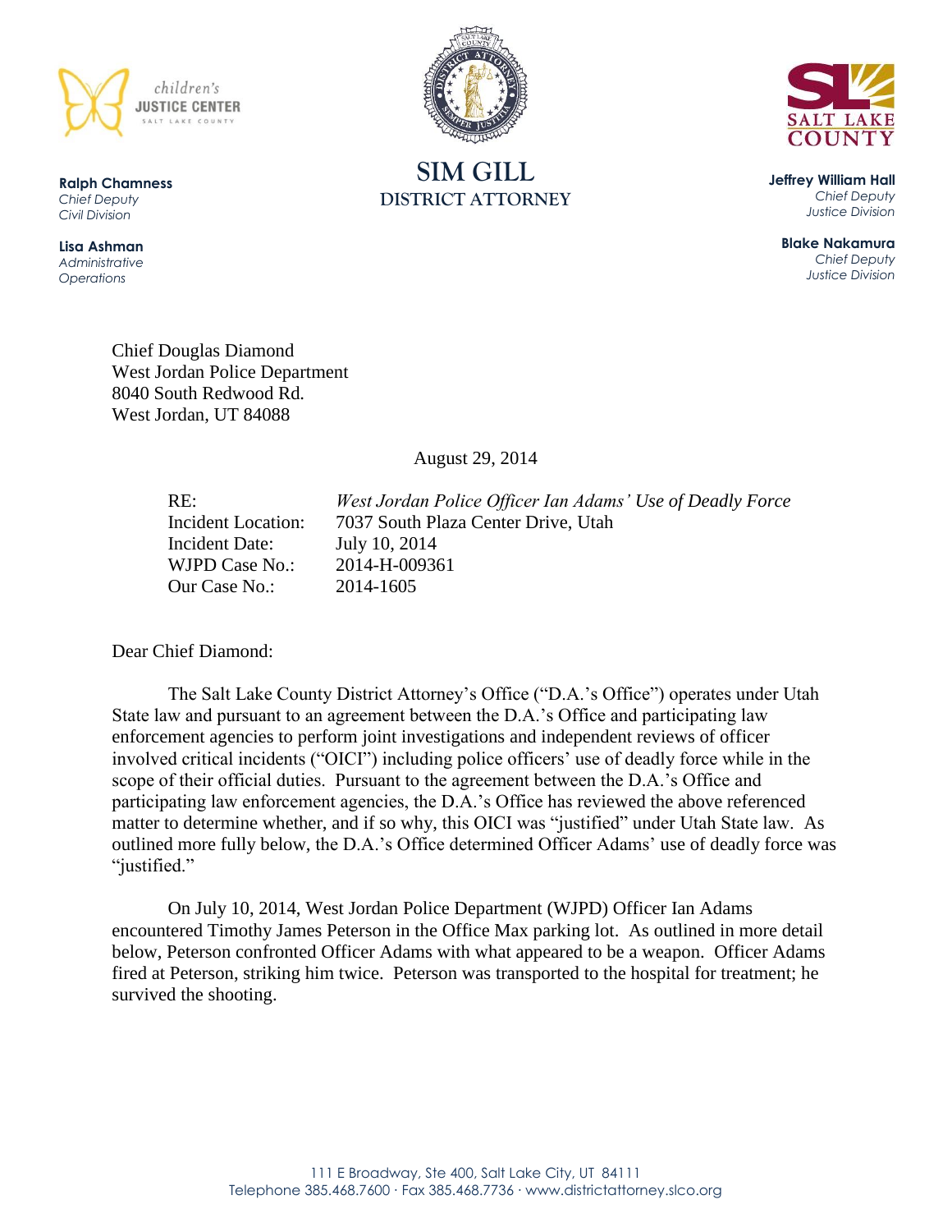children's JUSTICE CENTER SALT LAKE COUNTY

**Ralph Chamness**
*Chief Deputy*
*Civil Division*

**Lisa Ashman**
*Administrative Operations*

# SIM GILL
## DISTRICT ATTORNEY

SALT LAKE COUNTY

**Jeffrey William Hall**
*Chief Deputy*
*Justice Division*

**Blake Nakamura**
*Chief Deputy*
*Justice Division*

Chief Douglas Diamond
West Jordan Police Department
8040 South Redwood Rd.
West Jordan, UT 84088

August 29, 2014

| | |
|---|---|
| RE: | *West Jordan Police Officer Ian Adams' Use of Deadly Force* |
| Incident Location: | 7037 South Plaza Center Drive, Utah |
| Incident Date: | July 10, 2014 |
| WJPD Case No.: | 2014-H-009361 |
| Our Case No.: | 2014-1605 |

Dear Chief Diamond:

The Salt Lake County District Attorney's Office ("D.A.'s Office") operates under Utah State law and pursuant to an agreement between the D.A.'s Office and participating law enforcement agencies to perform joint investigations and independent reviews of officer involved critical incidents ("OICI") including police officers' use of deadly force while in the scope of their official duties. Pursuant to the agreement between the D.A.'s Office and participating law enforcement agencies, the D.A.'s Office has reviewed the above referenced matter to determine whether, and if so why, this OICI was "justified" under Utah State law. As outlined more fully below, the D.A.'s Office determined Officer Adams' use of deadly force was "justified."

On July 10, 2014, West Jordan Police Department (WJPD) Officer Ian Adams encountered Timothy James Peterson in the Office Max parking lot. As outlined in more detail below, Peterson confronted Officer Adams with what appeared to be a weapon. Officer Adams fired at Peterson, striking him twice. Peterson was transported to the hospital for treatment; he survived the shooting.

111 E Broadway, Ste 400, Salt Lake City, UT 84111
Telephone 385.468.7600 · Fax 385.468.7736 · www.districtattorney.slco.org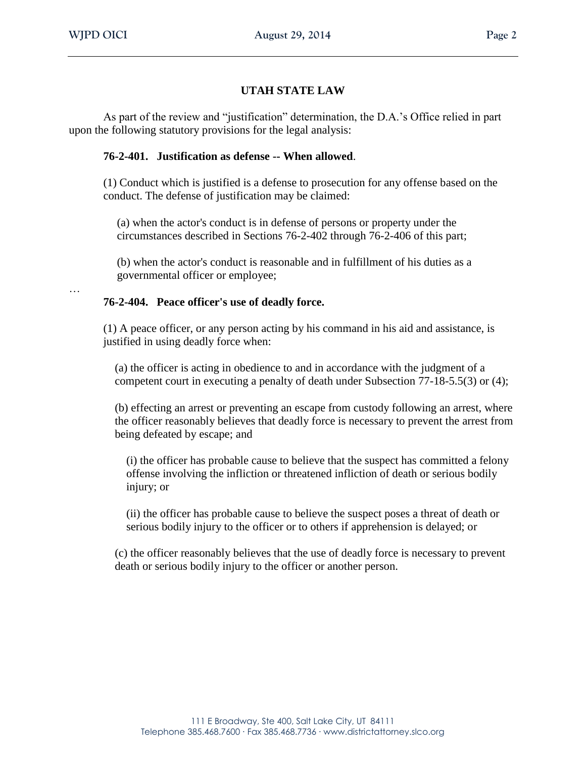## UTAH STATE LAW

As part of the review and "justification" determination, the D.A.'s Office relied in part upon the following statutory provisions for the legal analysis:

**76-2-401. Justification as defense -- When allowed**.

(1) Conduct which is justified is a defense to prosecution for any offense based on the conduct. The defense of justification may be claimed:

(a) when the actor's conduct is in defense of persons or property under the circumstances described in Sections 76-2-402 through 76-2-406 of this part;

(b) when the actor's conduct is reasonable and in fulfillment of his duties as a governmental officer or employee;

…

**76-2-404. Peace officer's use of deadly force.**

(1) A peace officer, or any person acting by his command in his aid and assistance, is justified in using deadly force when:

(a) the officer is acting in obedience to and in accordance with the judgment of a competent court in executing a penalty of death under Subsection 77-18-5.5(3) or (4);

(b) effecting an arrest or preventing an escape from custody following an arrest, where the officer reasonably believes that deadly force is necessary to prevent the arrest from being defeated by escape; and

(i) the officer has probable cause to believe that the suspect has committed a felony offense involving the infliction or threatened infliction of death or serious bodily injury; or

(ii) the officer has probable cause to believe the suspect poses a threat of death or serious bodily injury to the officer or to others if apprehension is delayed; or

(c) the officer reasonably believes that the use of deadly force is necessary to prevent death or serious bodily injury to the officer or another person.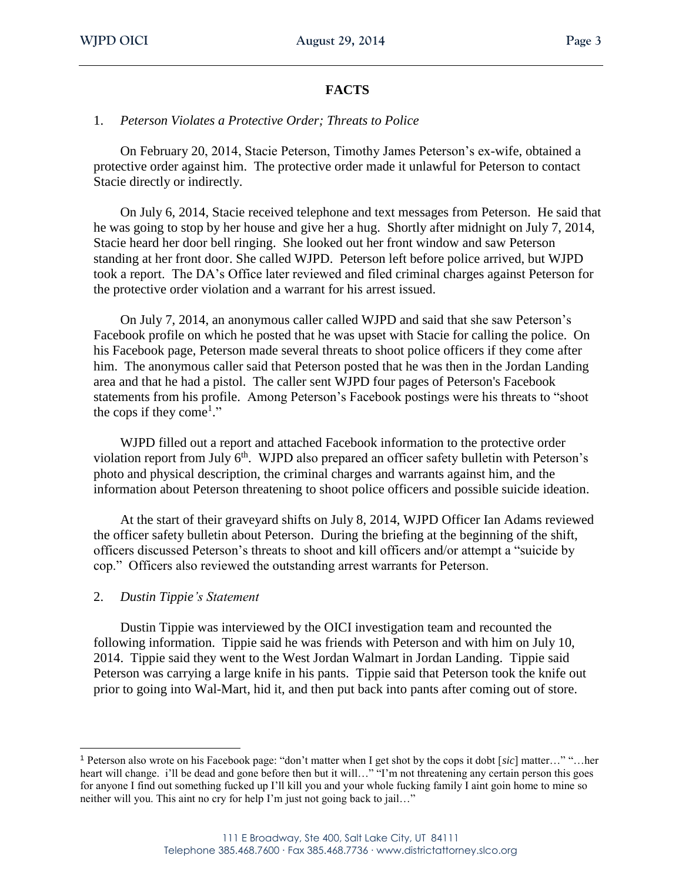## FACTS

1. *Peterson Violates a Protective Order; Threats to Police*

On February 20, 2014, Stacie Peterson, Timothy James Peterson's ex-wife, obtained a protective order against him. The protective order made it unlawful for Peterson to contact Stacie directly or indirectly.

On July 6, 2014, Stacie received telephone and text messages from Peterson. He said that he was going to stop by her house and give her a hug. Shortly after midnight on July 7, 2014, Stacie heard her door bell ringing. She looked out her front window and saw Peterson standing at her front door. She called WJPD. Peterson left before police arrived, but WJPD took a report. The DA's Office later reviewed and filed criminal charges against Peterson for the protective order violation and a warrant for his arrest issued.

On July 7, 2014, an anonymous caller called WJPD and said that she saw Peterson's Facebook profile on which he posted that he was upset with Stacie for calling the police. On his Facebook page, Peterson made several threats to shoot police officers if they come after him. The anonymous caller said that Peterson posted that he was then in the Jordan Landing area and that he had a pistol. The caller sent WJPD four pages of Peterson's Facebook statements from his profile. Among Peterson's Facebook postings were his threats to "shoot the cops if they come[1]."

WJPD filled out a report and attached Facebook information to the protective order violation report from July 6th. WJPD also prepared an officer safety bulletin with Peterson's photo and physical description, the criminal charges and warrants against him, and the information about Peterson threatening to shoot police officers and possible suicide ideation.

At the start of their graveyard shifts on July 8, 2014, WJPD Officer Ian Adams reviewed the officer safety bulletin about Peterson. During the briefing at the beginning of the shift, officers discussed Peterson's threats to shoot and kill officers and/or attempt a "suicide by cop." Officers also reviewed the outstanding arrest warrants for Peterson.

2. *Dustin Tippie's Statement*

Dustin Tippie was interviewed by the OICI investigation team and recounted the following information. Tippie said he was friends with Peterson and with him on July 10, 2014. Tippie said they went to the West Jordan Walmart in Jordan Landing. Tippie said Peterson was carrying a large knife in his pants. Tippie said that Peterson took the knife out prior to going into Wal-Mart, hid it, and then put back into pants after coming out of store.

---

[1] Peterson also wrote on his Facebook page: "don't matter when I get shot by the cops it dobt [*sic*] matter…" "…her heart will change. i'll be dead and gone before then but it will…" "I'm not threatening any certain person this goes for anyone I find out something fucked up I'll kill you and your whole fucking family I aint goin home to mine so neither will you. This aint no cry for help I'm just not going back to jail…"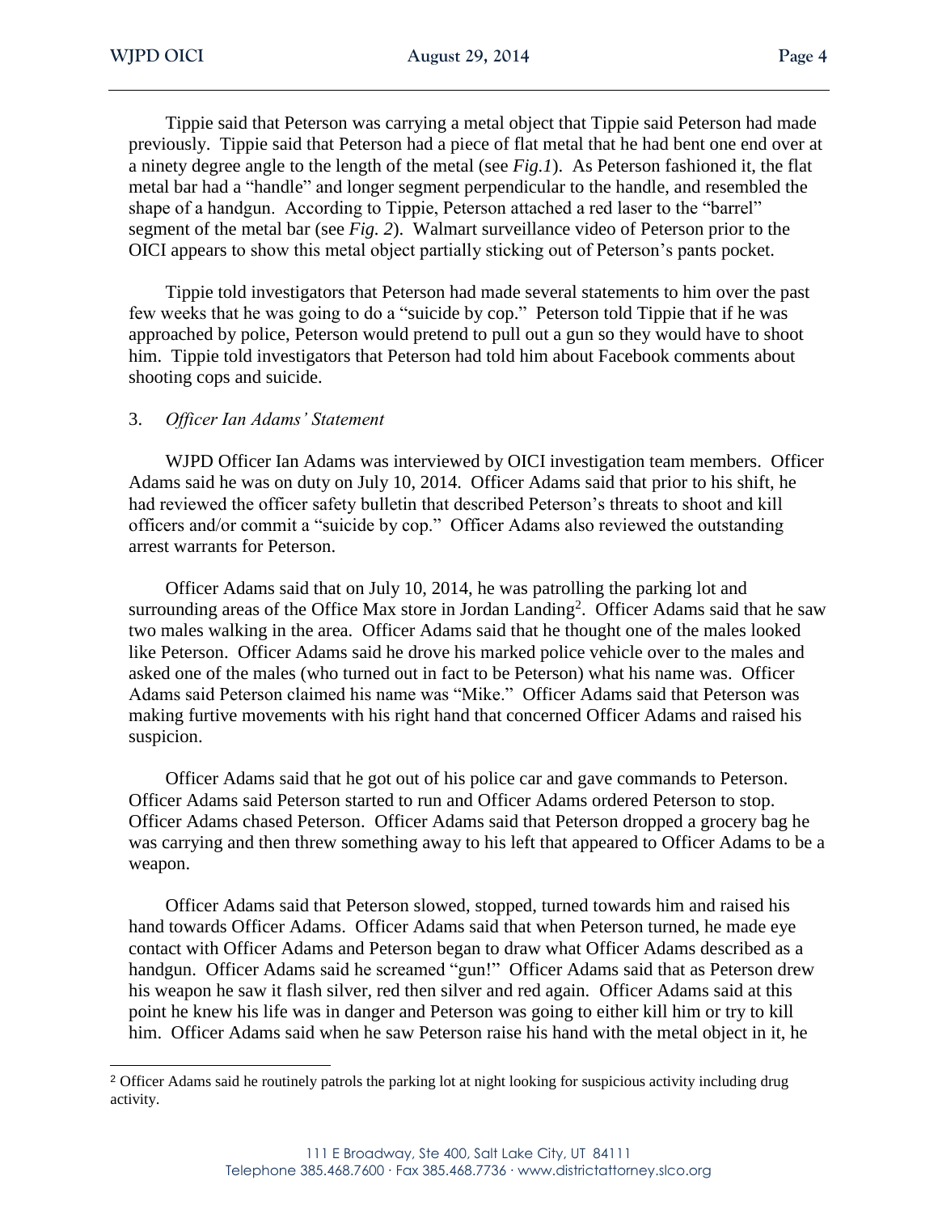Tippie said that Peterson was carrying a metal object that Tippie said Peterson had made previously. Tippie said that Peterson had a piece of flat metal that he had bent one end over at a ninety degree angle to the length of the metal (see *Fig.1*). As Peterson fashioned it, the flat metal bar had a "handle" and longer segment perpendicular to the handle, and resembled the shape of a handgun. According to Tippie, Peterson attached a red laser to the "barrel" segment of the metal bar (see *Fig. 2*). Walmart surveillance video of Peterson prior to the OICI appears to show this metal object partially sticking out of Peterson's pants pocket.

Tippie told investigators that Peterson had made several statements to him over the past few weeks that he was going to do a "suicide by cop." Peterson told Tippie that if he was approached by police, Peterson would pretend to pull out a gun so they would have to shoot him. Tippie told investigators that Peterson had told him about Facebook comments about shooting cops and suicide.

3. *Officer Ian Adams' Statement*

WJPD Officer Ian Adams was interviewed by OICI investigation team members. Officer Adams said he was on duty on July 10, 2014. Officer Adams said that prior to his shift, he had reviewed the officer safety bulletin that described Peterson's threats to shoot and kill officers and/or commit a "suicide by cop." Officer Adams also reviewed the outstanding arrest warrants for Peterson.

Officer Adams said that on July 10, 2014, he was patrolling the parking lot and surrounding areas of the Office Max store in Jordan Landing[2]. Officer Adams said that he saw two males walking in the area. Officer Adams said that he thought one of the males looked like Peterson. Officer Adams said he drove his marked police vehicle over to the males and asked one of the males (who turned out in fact to be Peterson) what his name was. Officer Adams said Peterson claimed his name was "Mike." Officer Adams said that Peterson was making furtive movements with his right hand that concerned Officer Adams and raised his suspicion.

Officer Adams said that he got out of his police car and gave commands to Peterson. Officer Adams said Peterson started to run and Officer Adams ordered Peterson to stop. Officer Adams chased Peterson. Officer Adams said that Peterson dropped a grocery bag he was carrying and then threw something away to his left that appeared to Officer Adams to be a weapon.

Officer Adams said that Peterson slowed, stopped, turned towards him and raised his hand towards Officer Adams. Officer Adams said that when Peterson turned, he made eye contact with Officer Adams and Peterson began to draw what Officer Adams described as a handgun. Officer Adams said he screamed "gun!" Officer Adams said that as Peterson drew his weapon he saw it flash silver, red then silver and red again. Officer Adams said at this point he knew his life was in danger and Peterson was going to either kill him or try to kill him. Officer Adams said when he saw Peterson raise his hand with the metal object in it, he

[2] Officer Adams said he routinely patrols the parking lot at night looking for suspicious activity including drug activity.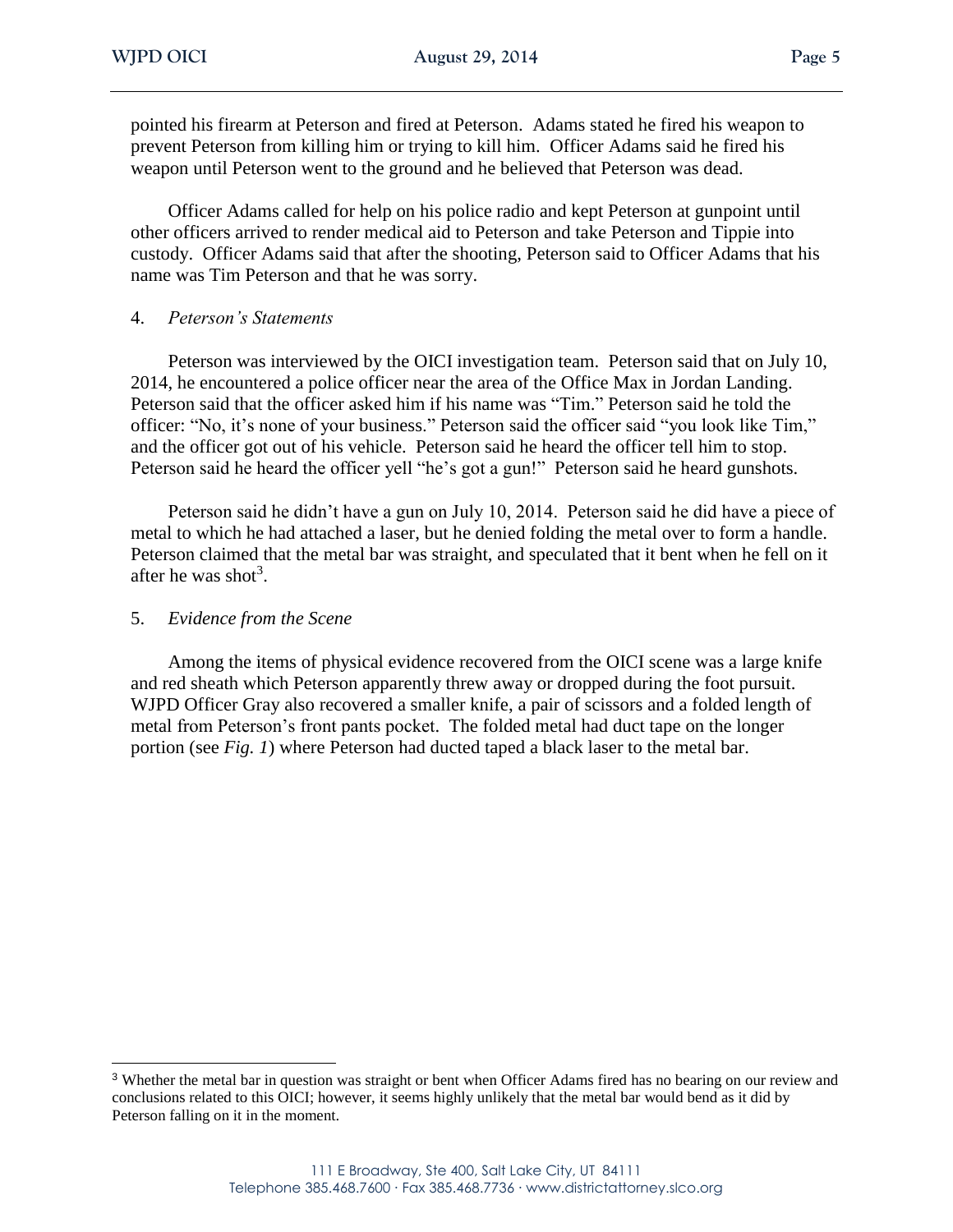pointed his firearm at Peterson and fired at Peterson. Adams stated he fired his weapon to prevent Peterson from killing him or trying to kill him. Officer Adams said he fired his weapon until Peterson went to the ground and he believed that Peterson was dead.

Officer Adams called for help on his police radio and kept Peterson at gunpoint until other officers arrived to render medical aid to Peterson and take Peterson and Tippie into custody. Officer Adams said that after the shooting, Peterson said to Officer Adams that his name was Tim Peterson and that he was sorry.

4. *Peterson's Statements*

Peterson was interviewed by the OICI investigation team. Peterson said that on July 10, 2014, he encountered a police officer near the area of the Office Max in Jordan Landing. Peterson said that the officer asked him if his name was "Tim." Peterson said he told the officer: "No, it's none of your business." Peterson said the officer said "you look like Tim," and the officer got out of his vehicle. Peterson said he heard the officer tell him to stop. Peterson said he heard the officer yell "he's got a gun!" Peterson said he heard gunshots.

Peterson said he didn't have a gun on July 10, 2014. Peterson said he did have a piece of metal to which he had attached a laser, but he denied folding the metal over to form a handle. Peterson claimed that the metal bar was straight, and speculated that it bent when he fell on it after he was shot[3].

5. *Evidence from the Scene*

Among the items of physical evidence recovered from the OICI scene was a large knife and red sheath which Peterson apparently threw away or dropped during the foot pursuit. WJPD Officer Gray also recovered a smaller knife, a pair of scissors and a folded length of metal from Peterson's front pants pocket. The folded metal had duct tape on the longer portion (see *Fig. 1*) where Peterson had ducted taped a black laser to the metal bar.

---

[3] Whether the metal bar in question was straight or bent when Officer Adams fired has no bearing on our review and conclusions related to this OICI; however, it seems highly unlikely that the metal bar would bend as it did by Peterson falling on it in the moment.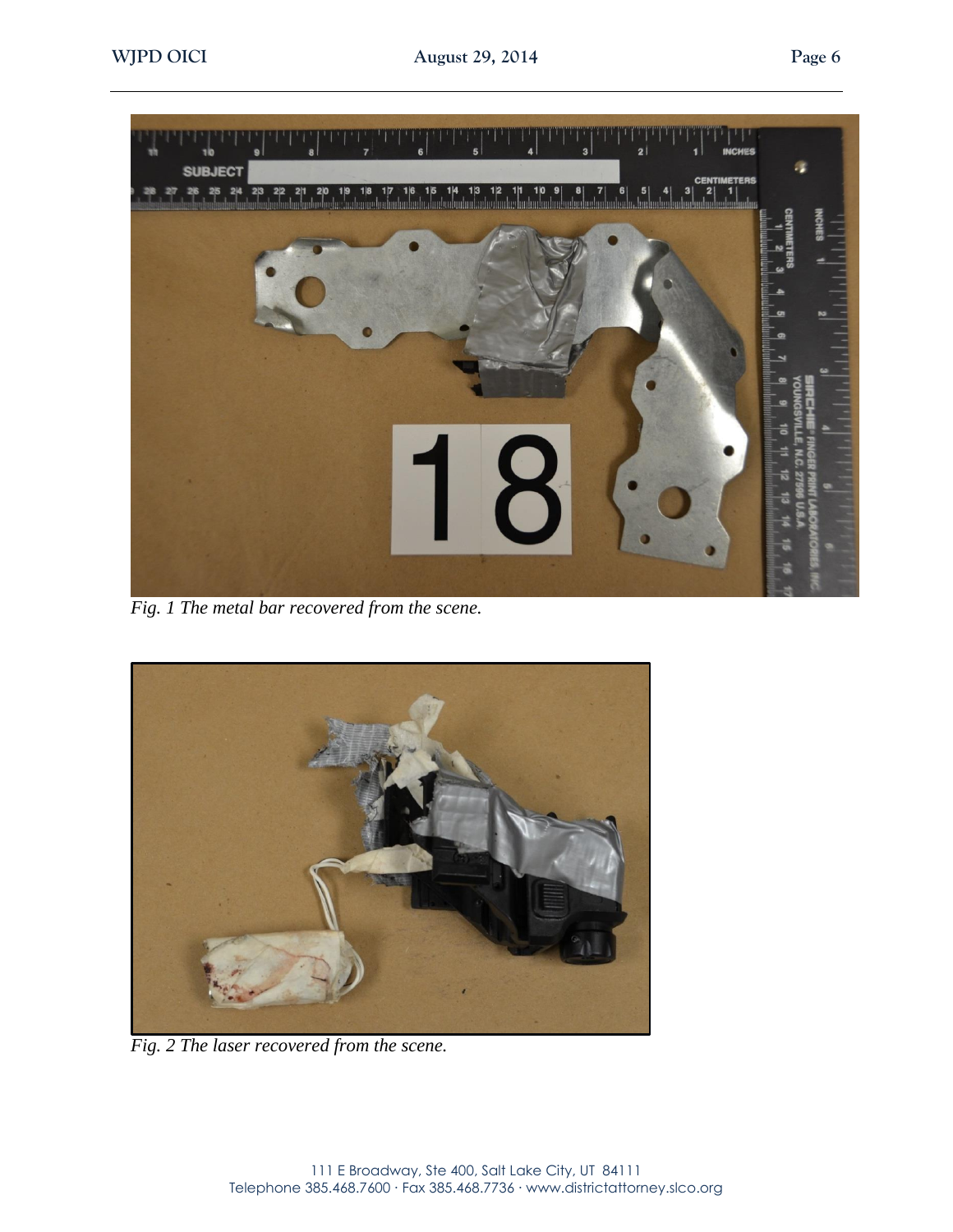*Fig. 1 The metal bar recovered from the scene.*

*Fig. 2 The laser recovered from the scene.*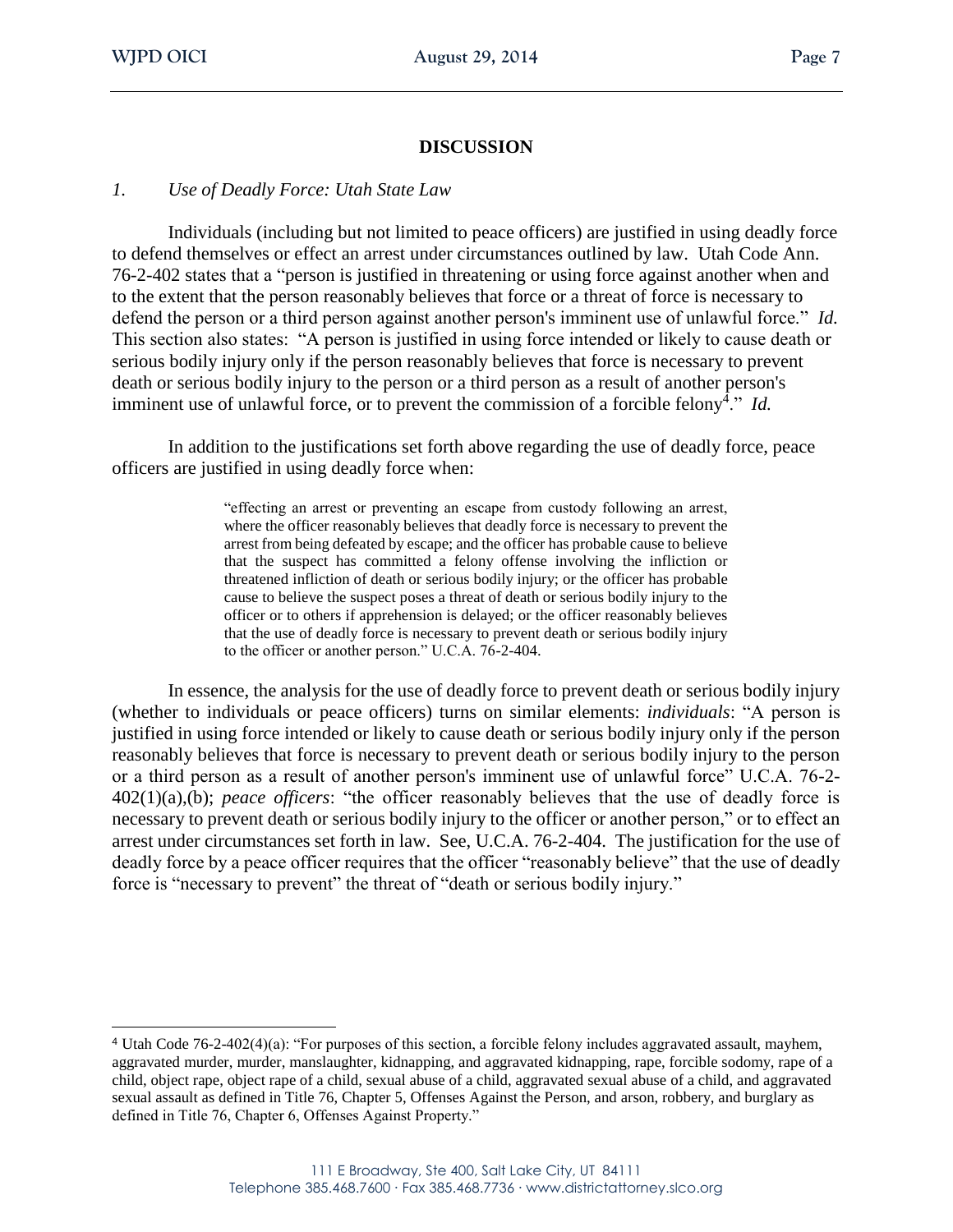## DISCUSSION

*1. Use of Deadly Force: Utah State Law*

Individuals (including but not limited to peace officers) are justified in using deadly force to defend themselves or effect an arrest under circumstances outlined by law. Utah Code Ann. 76-2-402 states that a "person is justified in threatening or using force against another when and to the extent that the person reasonably believes that force or a threat of force is necessary to defend the person or a third person against another person's imminent use of unlawful force." *Id.* This section also states: "A person is justified in using force intended or likely to cause death or serious bodily injury only if the person reasonably believes that force is necessary to prevent death or serious bodily injury to the person or a third person as a result of another person's imminent use of unlawful force, or to prevent the commission of a forcible felony[4]." *Id.*

In addition to the justifications set forth above regarding the use of deadly force, peace officers are justified in using deadly force when:

> "effecting an arrest or preventing an escape from custody following an arrest, where the officer reasonably believes that deadly force is necessary to prevent the arrest from being defeated by escape; and the officer has probable cause to believe that the suspect has committed a felony offense involving the infliction or threatened infliction of death or serious bodily injury; or the officer has probable cause to believe the suspect poses a threat of death or serious bodily injury to the officer or to others if apprehension is delayed; or the officer reasonably believes that the use of deadly force is necessary to prevent death or serious bodily injury to the officer or another person." U.C.A. 76-2-404.

In essence, the analysis for the use of deadly force to prevent death or serious bodily injury (whether to individuals or peace officers) turns on similar elements: *individuals*: "A person is justified in using force intended or likely to cause death or serious bodily injury only if the person reasonably believes that force is necessary to prevent death or serious bodily injury to the person or a third person as a result of another person's imminent use of unlawful force" U.C.A. 76-2-402(1)(a),(b); *peace officers*: "the officer reasonably believes that the use of deadly force is necessary to prevent death or serious bodily injury to the officer or another person," or to effect an arrest under circumstances set forth in law. See, U.C.A. 76-2-404. The justification for the use of deadly force by a peace officer requires that the officer "reasonably believe" that the use of deadly force is "necessary to prevent" the threat of "death or serious bodily injury."

---

[4] Utah Code 76-2-402(4)(a): "For purposes of this section, a forcible felony includes aggravated assault, mayhem, aggravated murder, murder, manslaughter, kidnapping, and aggravated kidnapping, rape, forcible sodomy, rape of a child, object rape, object rape of a child, sexual abuse of a child, aggravated sexual abuse of a child, and aggravated sexual assault as defined in Title 76, Chapter 5, Offenses Against the Person, and arson, robbery, and burglary as defined in Title 76, Chapter 6, Offenses Against Property."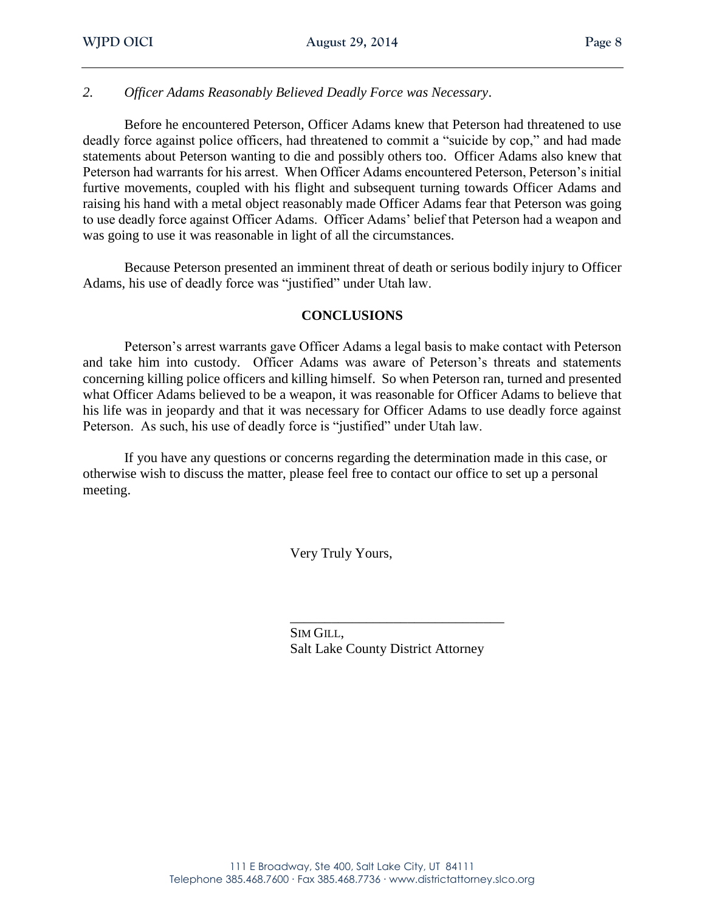*2. Officer Adams Reasonably Believed Deadly Force was Necessary*.

Before he encountered Peterson, Officer Adams knew that Peterson had threatened to use deadly force against police officers, had threatened to commit a "suicide by cop," and had made statements about Peterson wanting to die and possibly others too. Officer Adams also knew that Peterson had warrants for his arrest. When Officer Adams encountered Peterson, Peterson's initial furtive movements, coupled with his flight and subsequent turning towards Officer Adams and raising his hand with a metal object reasonably made Officer Adams fear that Peterson was going to use deadly force against Officer Adams. Officer Adams' belief that Peterson had a weapon and was going to use it was reasonable in light of all the circumstances.

Because Peterson presented an imminent threat of death or serious bodily injury to Officer Adams, his use of deadly force was "justified" under Utah law.

## CONCLUSIONS

Peterson's arrest warrants gave Officer Adams a legal basis to make contact with Peterson and take him into custody. Officer Adams was aware of Peterson's threats and statements concerning killing police officers and killing himself. So when Peterson ran, turned and presented what Officer Adams believed to be a weapon, it was reasonable for Officer Adams to believe that his life was in jeopardy and that it was necessary for Officer Adams to use deadly force against Peterson. As such, his use of deadly force is "justified" under Utah law.

If you have any questions or concerns regarding the determination made in this case, or otherwise wish to discuss the matter, please feel free to contact our office to set up a personal meeting.

Very Truly Yours,

\_\_\_\_\_\_\_\_\_\_\_\_\_\_\_\_\_\_\_\_\_\_\_\_\_\_\_\_\_\_\_\_

SIM GILL,
Salt Lake County District Attorney

111 E Broadway, Ste 400, Salt Lake City, UT 84111
Telephone 385.468.7600 · Fax 385.468.7736 · www.districtattorney.slco.org